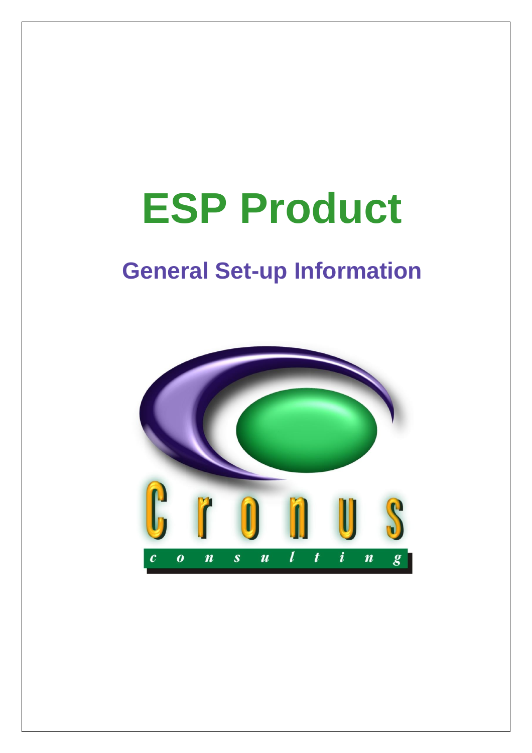# ESP Product

## General Set-up Information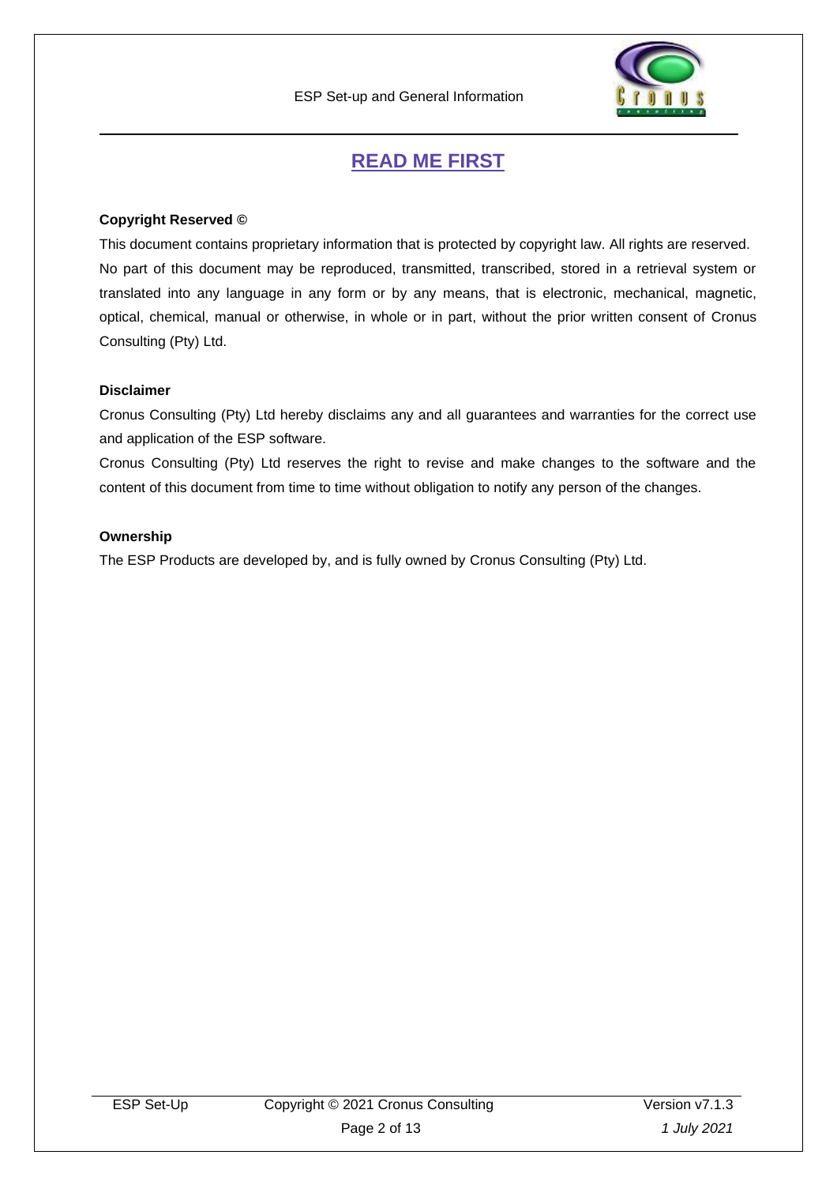# READ ME FIRST

**Copyright Reserved ©**

This document contains proprietary information that is protected by copyright law. All rights are reserved. No part of this document may be reproduced, transmitted, transcribed, stored in a retrieval system or translated into any language in any form or by any means, that is electronic, mechanical, magnetic, optical, chemical, manual or otherwise, in whole or in part, without the prior written consent of Cronus Consulting (Pty) Ltd.

**Disclaimer**

Cronus Consulting (Pty) Ltd hereby disclaims any and all guarantees and warranties for the correct use and application of the ESP software.

Cronus Consulting (Pty) Ltd reserves the right to revise and make changes to the software and the content of this document from time to time without obligation to notify any person of the changes.

**Ownership**

The ESP Products are developed by, and is fully owned by Cronus Consulting (Pty) Ltd.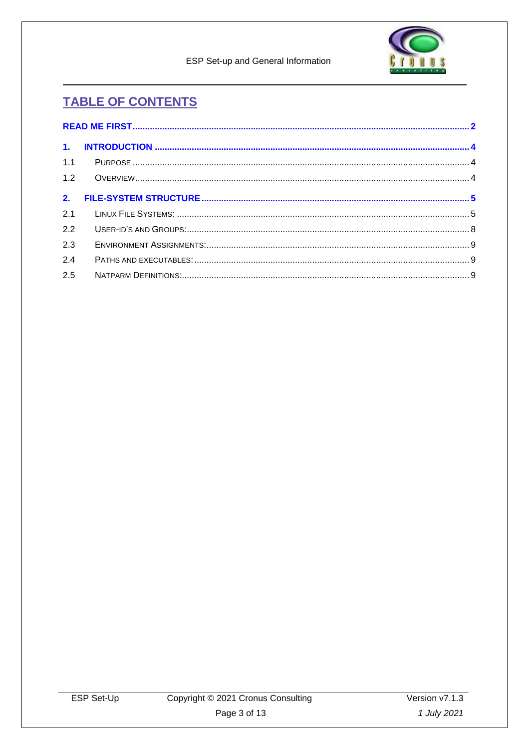## TABLE OF CONTENTS

- READ ME FIRST ........ 2
- 1. INTRODUCTION ........ 4
  - 1.1 PURPOSE ........ 4
  - 1.2 OVERVIEW ........ 4
- 2. FILE-SYSTEM STRUCTURE ........ 5
  - 2.1 LINUX FILE SYSTEMS: ........ 5
  - 2.2 USER-ID'S AND GROUPS: ........ 8
  - 2.3 ENVIRONMENT ASSIGNMENTS: ........ 9
  - 2.4 PATHS AND EXECUTABLES: ........ 9
  - 2.5 NATPARM DEFINITIONS: ........ 9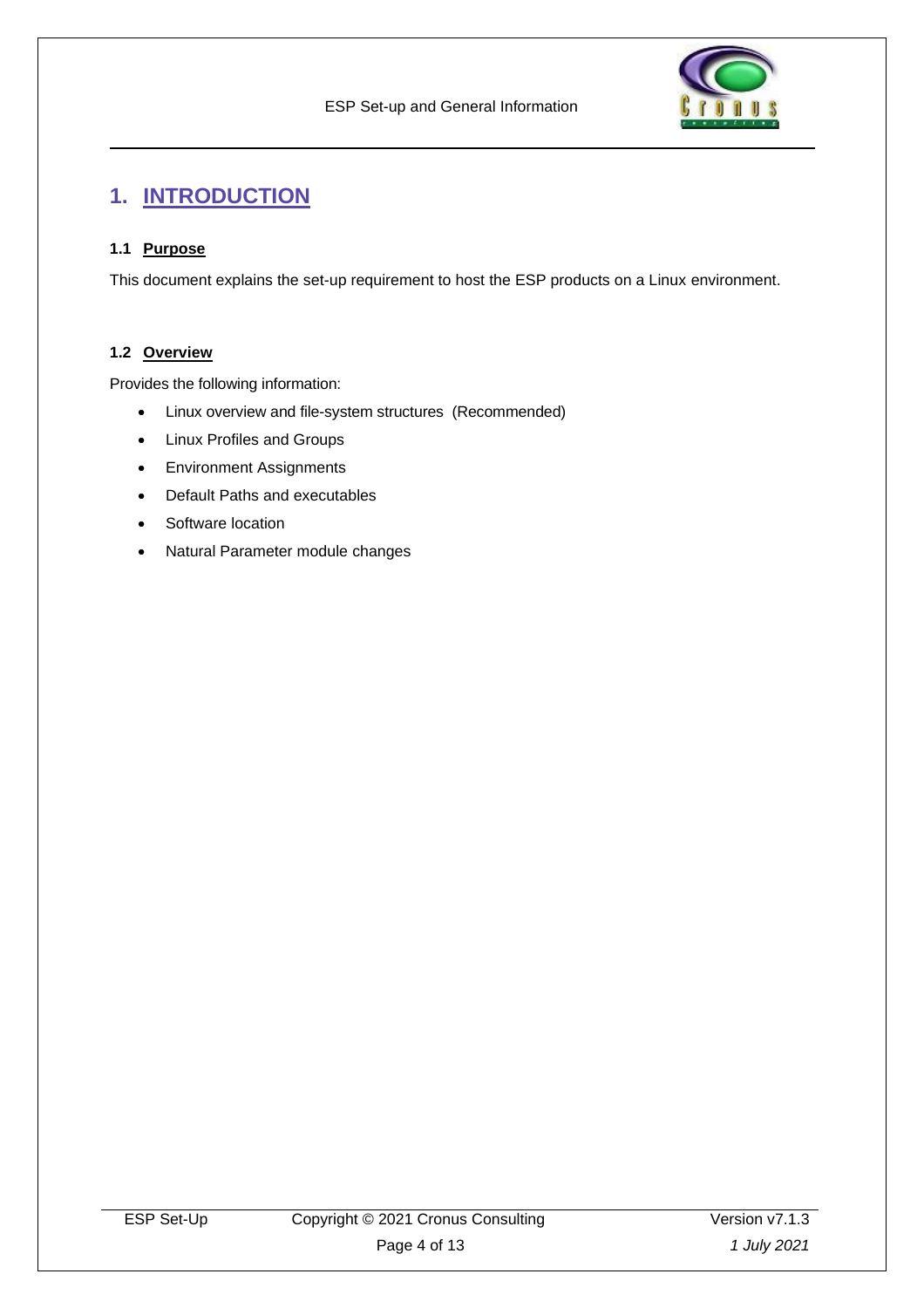# 1. INTRODUCTION

## 1.1 Purpose

This document explains the set-up requirement to host the ESP products on a Linux environment.

## 1.2 Overview

Provides the following information:

- Linux overview and file-system structures (Recommended)
- Linux Profiles and Groups
- Environment Assignments
- Default Paths and executables
- Software location
- Natural Parameter module changes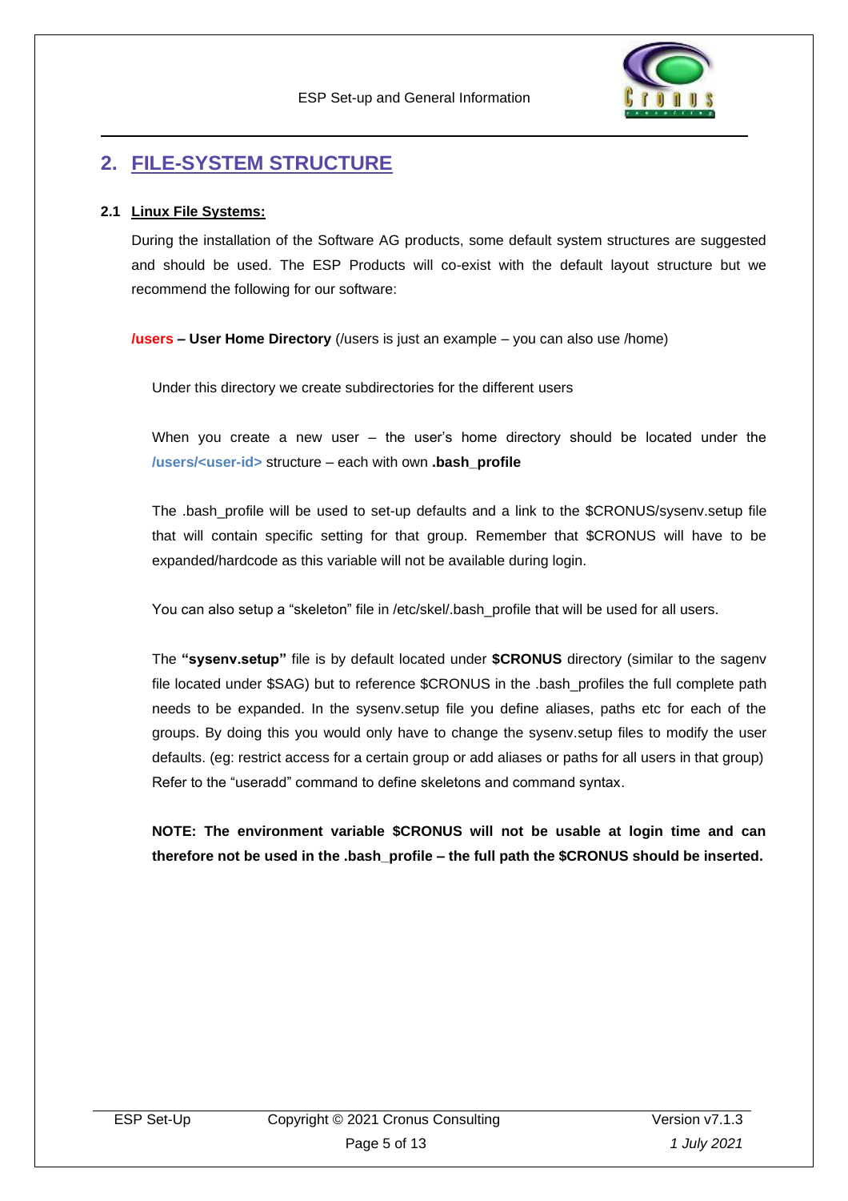## 2. FILE-SYSTEM STRUCTURE

### 2.1 Linux File Systems:

During the installation of the Software AG products, some default system structures are suggested and should be used. The ESP Products will co-exist with the default layout structure but we recommend the following for our software:

**/users – User Home Directory** (/users is just an example – you can also use /home)

Under this directory we create subdirectories for the different users

When you create a new user – the user's home directory should be located under the **/users/<user-id>** structure – each with own **.bash_profile**

The .bash_profile will be used to set-up defaults and a link to the $CRONUS/sysenv.setup file that will contain specific setting for that group. Remember that $CRONUS will have to be expanded/hardcode as this variable will not be available during login.

You can also setup a "skeleton" file in /etc/skel/.bash_profile that will be used for all users.

The **"sysenv.setup"** file is by default located under **$CRONUS** directory (similar to the sagenv file located under $SAG) but to reference $CRONUS in the .bash_profiles the full complete path needs to be expanded. In the sysenv.setup file you define aliases, paths etc for each of the groups. By doing this you would only have to change the sysenv.setup files to modify the user defaults. (eg: restrict access for a certain group or add aliases or paths for all users in that group) Refer to the "useradd" command to define skeletons and command syntax.

**NOTE: The environment variable $CRONUS will not be usable at login time and can therefore not be used in the .bash_profile – the full path the $CRONUS should be inserted.**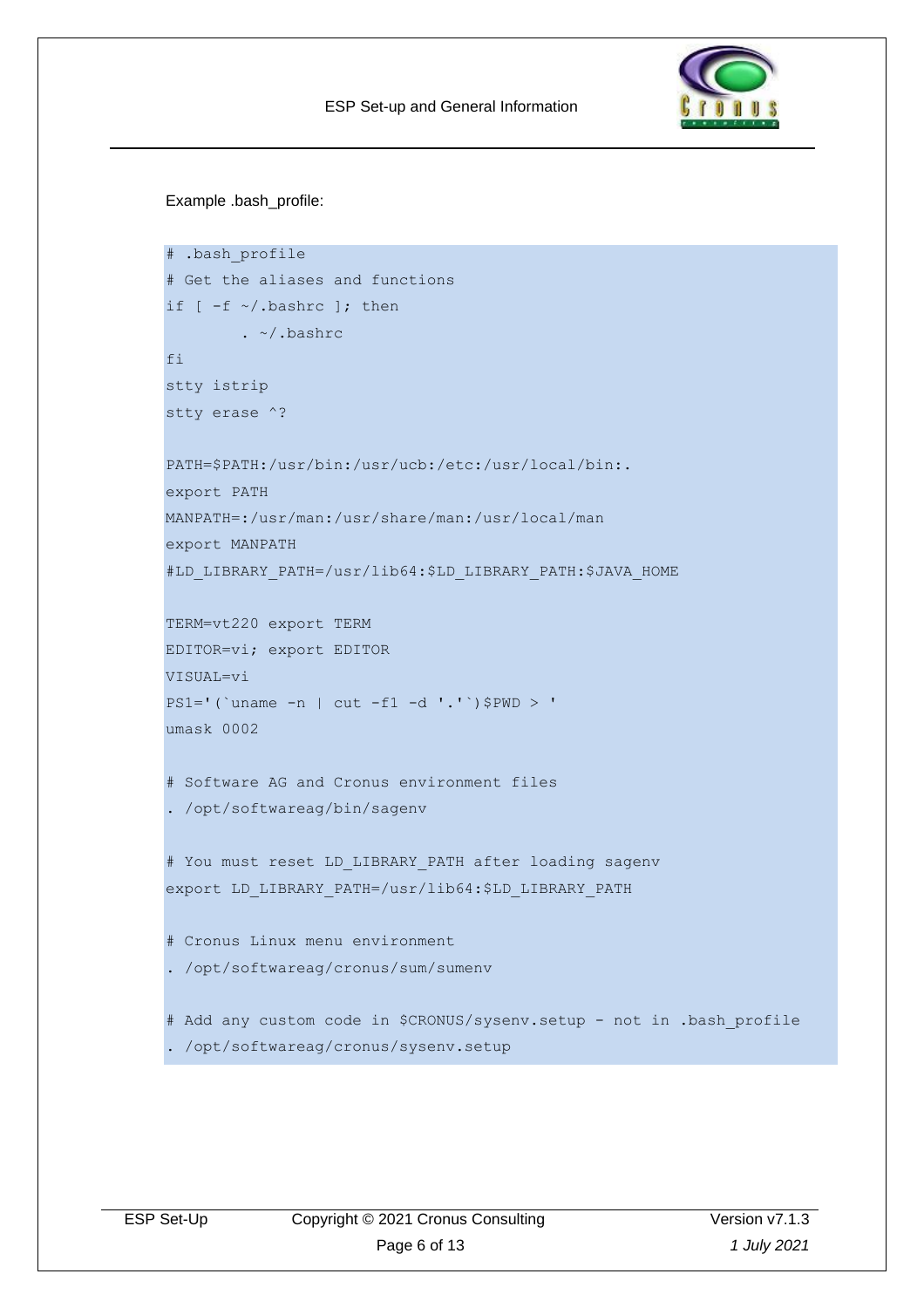Example .bash_profile:

```
# .bash_profile
# Get the aliases and functions
if [ -f ~/.bashrc ]; then
        . ~/.bashrc
fi
stty istrip
stty erase ^?

PATH=$PATH:/usr/bin:/usr/ucb:/etc:/usr/local/bin:.
export PATH
MANPATH=:/usr/man:/usr/share/man:/usr/local/man
export MANPATH
#LD_LIBRARY_PATH=/usr/lib64:$LD_LIBRARY_PATH:$JAVA_HOME

TERM=vt220 export TERM
EDITOR=vi; export EDITOR
VISUAL=vi
PS1='(`uname -n | cut -f1 -d '.'`)$PWD > '
umask 0002

# Software AG and Cronus environment files
. /opt/softwareag/bin/sagenv

# You must reset LD_LIBRARY_PATH after loading sagenv
export LD_LIBRARY_PATH=/usr/lib64:$LD_LIBRARY_PATH

# Cronus Linux menu environment
. /opt/softwareag/cronus/sum/sumenv

# Add any custom code in $CRONUS/sysenv.setup - not in .bash_profile
. /opt/softwareag/cronus/sysenv.setup
```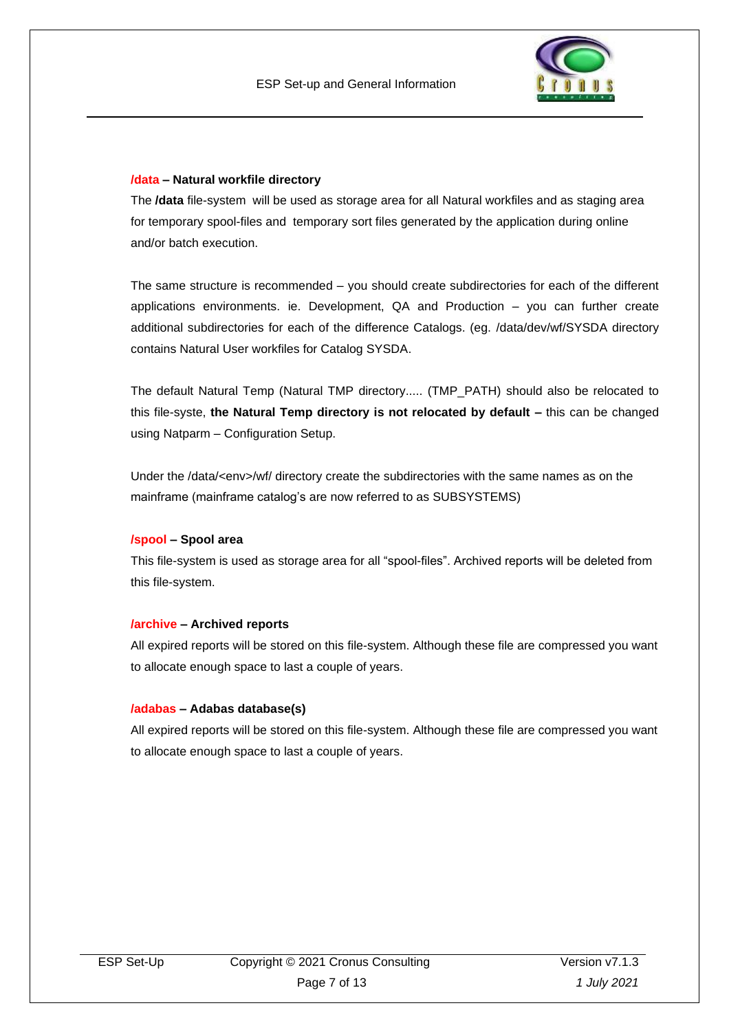**/data – Natural workfile directory**

The **/data** file-system will be used as storage area for all Natural workfiles and as staging area for temporary spool-files and temporary sort files generated by the application during online and/or batch execution.

The same structure is recommended – you should create subdirectories for each of the different applications environments. ie. Development, QA and Production – you can further create additional subdirectories for each of the difference Catalogs. (eg. /data/dev/wf/SYSDA directory contains Natural User workfiles for Catalog SYSDA.

The default Natural Temp (Natural TMP directory..... (TMP_PATH) should also be relocated to this file-syste, **the Natural Temp directory is not relocated by default –** this can be changed using Natparm – Configuration Setup.

Under the /data/<env>/wf/ directory create the subdirectories with the same names as on the mainframe (mainframe catalog's are now referred to as SUBSYSTEMS)

**/spool – Spool area**

This file-system is used as storage area for all "spool-files". Archived reports will be deleted from this file-system.

**/archive – Archived reports**

All expired reports will be stored on this file-system. Although these file are compressed you want to allocate enough space to last a couple of years.

**/adabas – Adabas database(s)**

All expired reports will be stored on this file-system. Although these file are compressed you want to allocate enough space to last a couple of years.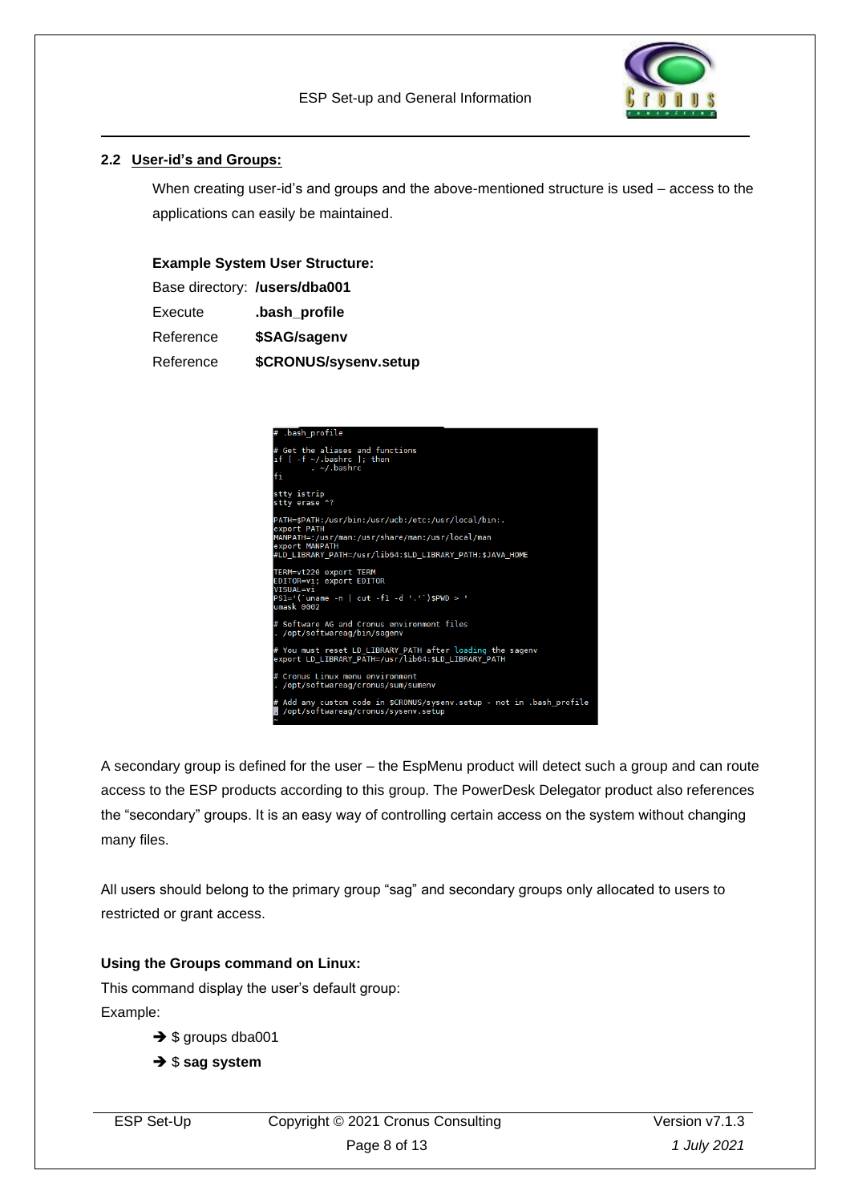## 2.2 User-id's and Groups:

When creating user-id's and groups and the above-mentioned structure is used – access to the applications can easily be maintained.

**Example System User Structure:**

Base directory: **/users/dba001**
Execute **.bash_profile**
Reference **$SAG/sagenv**
Reference **$CRONUS/sysenv.setup**

```
# .bash_profile

# Get the aliases and functions
if [ -f ~/.bashrc ]; then
        . ~/.bashrc
fi

stty istrip
stty erase ^?

PATH=$PATH:/usr/bin:/usr/ucb:/etc:/usr/local/bin:.
export PATH
MANPATH=:/usr/man:/usr/share/man:/usr/local/man
export MANPATH
#LD_LIBRARY_PATH=/usr/lib64:$LD_LIBRARY_PATH:$JAVA_HOME

TERM=vt220 export TERM
EDITOR=vi; export EDITOR
VISUAL=vi
PS1='(`uname -n | cut -f1 -d '.'`)$PWD > '
umask 0002

# Software AG and Cronus environment files
. /opt/softwareag/bin/sagenv

# You must reset LD_LIBRARY_PATH after loading the sagenv
export LD_LIBRARY_PATH=/usr/lib64:$LD_LIBRARY_PATH

# Cronus Linux menu environment
. /opt/softwareag/cronus/sum/sumenv

# Add any custom code in $CRONUS/sysenv.setup - not in .bash_profile
. /opt/softwareag/cronus/sysenv.setup
~
```

A secondary group is defined for the user – the EspMenu product will detect such a group and can route access to the ESP products according to this group. The PowerDesk Delegator product also references the "secondary" groups. It is an easy way of controlling certain access on the system without changing many files.

All users should belong to the primary group "sag" and secondary groups only allocated to users to restricted or grant access.

**Using the Groups command on Linux:**

This command display the user's default group:

Example:

- ➔ $ groups dba001
- ➔ $ **sag system**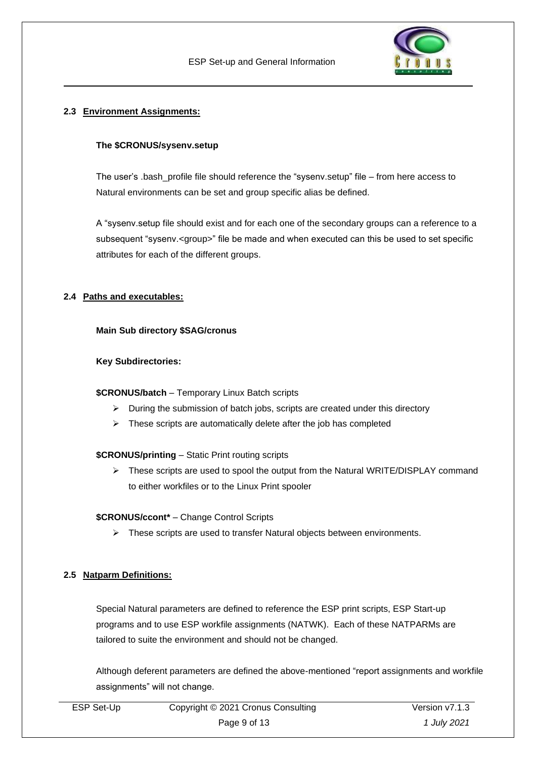## 2.3 Environment Assignments:

**The $CRONUS/sysenv.setup**

The user's .bash_profile file should reference the "sysenv.setup" file – from here access to Natural environments can be set and group specific alias be defined.

A "sysenv.setup file should exist and for each one of the secondary groups can a reference to a subsequent "sysenv.<group>" file be made and when executed can this be used to set specific attributes for each of the different groups.

## 2.4 Paths and executables:

**Main Sub directory $SAG/cronus**

**Key Subdirectories:**

**$CRONUS/batch** – Temporary Linux Batch scripts

- During the submission of batch jobs, scripts are created under this directory
- These scripts are automatically delete after the job has completed

**$CRONUS/printing** – Static Print routing scripts

- These scripts are used to spool the output from the Natural WRITE/DISPLAY command to either workfiles or to the Linux Print spooler

**$CRONUS/ccont*** – Change Control Scripts

- These scripts are used to transfer Natural objects between environments.

## 2.5 Natparm Definitions:

Special Natural parameters are defined to reference the ESP print scripts, ESP Start-up programs and to use ESP workfile assignments (NATWK). Each of these NATPARMs are tailored to suite the environment and should not be changed.

Although deferent parameters are defined the above-mentioned "report assignments and workfile assignments" will not change.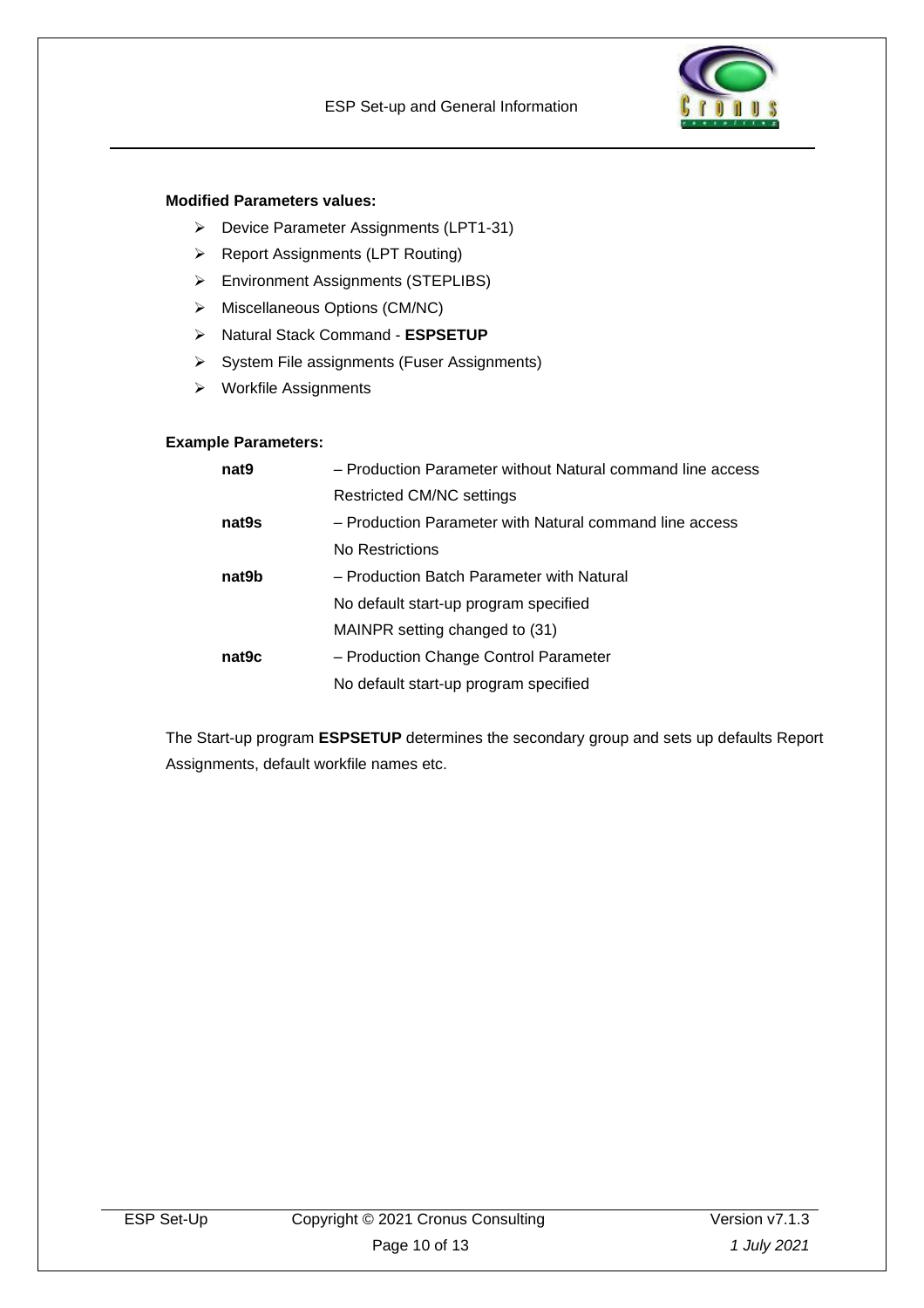**Modified Parameters values:**

- Device Parameter Assignments (LPT1-31)
- Report Assignments (LPT Routing)
- Environment Assignments (STEPLIBS)
- Miscellaneous Options (CM/NC)
- Natural Stack Command - **ESPSETUP**
- System File assignments (Fuser Assignments)
- Workfile Assignments

**Example Parameters:**

| | |
|---|---|
| **nat9** | – Production Parameter without Natural command line access<br>Restricted CM/NC settings |
| **nat9s** | – Production Parameter with Natural command line access<br>No Restrictions |
| **nat9b** | – Production Batch Parameter with Natural<br>No default start-up program specified<br>MAINPR setting changed to (31) |
| **nat9c** | – Production Change Control Parameter<br>No default start-up program specified |

The Start-up program **ESPSETUP** determines the secondary group and sets up defaults Report Assignments, default workfile names etc.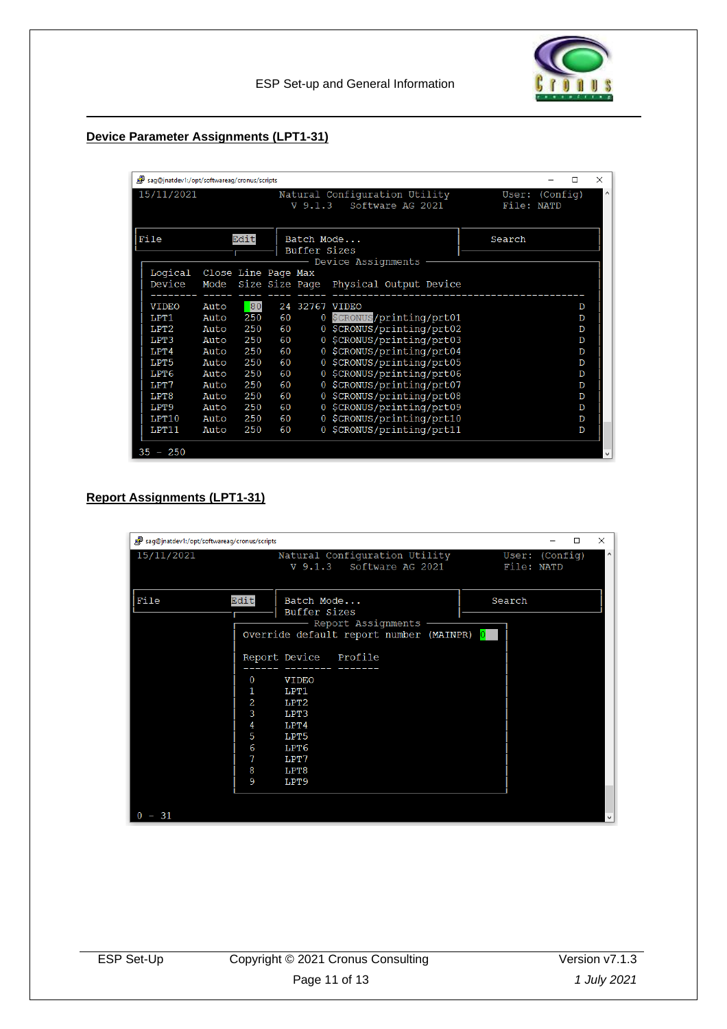## Device Parameter Assignments (LPT1-31)

```
sag@jnatdev1:/opt/softwareag/cronus/scripts
15/11/2021              Natural Configuration Utility          User: (Config)
                          V 9.1.3   Software AG 2021            File: NATD

File               Edit   Batch Mode...                 Search
                          Buffer Sizes
                               Device Assignments
  Logical  Close Line Page Max
  Device   Mode  Size Size Page  Physical Output Device
  -------- ----- ---- ---- ----- ------------------------------------------
  VIDEO    Auto   80    24 32767 VIDEO                                     D
  LPT1     Auto   250   60     0 $CRONUS/printing/prt01                    D
  LPT2     Auto   250   60     0 $CRONUS/printing/prt02                    D
  LPT3     Auto   250   60     0 $CRONUS/printing/prt03                    D
  LPT4     Auto   250   60     0 $CRONUS/printing/prt04                    D
  LPT5     Auto   250   60     0 $CRONUS/printing/prt05                    D
  LPT6     Auto   250   60     0 $CRONUS/printing/prt06                    D
  LPT7     Auto   250   60     0 $CRONUS/printing/prt07                    D
  LPT8     Auto   250   60     0 $CRONUS/printing/prt08                    D
  LPT9     Auto   250   60     0 $CRONUS/printing/prt09                    D
  LPT10    Auto   250   60     0 $CRONUS/printing/prt10                    D
  LPT11    Auto   250   60     0 $CRONUS/printing/prt11                    D

35 - 250
```

## Report Assignments (LPT1-31)

```
sag@jnatdev1:/opt/softwareag/cronus/scripts
15/11/2021              Natural Configuration Utility          User: (Config)
                          V 9.1.3   Software AG 2021            File: NATD

File               Edit   Batch Mode...                 Search
                          Buffer Sizes
                               Report Assignments
                 Override default report number  (MAINPR) 0

                 Report Device    Profile
                 ------ --------  -------
                    0    VIDEO
                    1    LPT1
                    2    LPT2
                    3    LPT3
                    4    LPT4
                    5    LPT5
                    6    LPT6
                    7    LPT7
                    8    LPT8
                    9    LPT9

0 - 31
```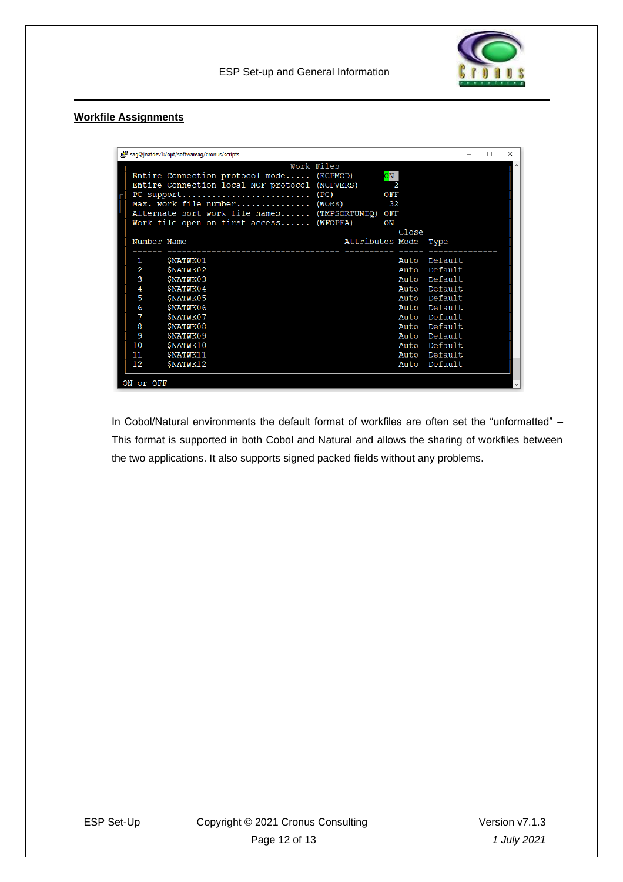## Workfile Assignments

```
sag@jnatdev1:/opt/softwareag/cronus/scripts

                           Work Files
  Entire Connection protocol mode..... (ECPMOD)      ON
  Entire Connection local NCF protocol (NCFVERS)      2
  PC support.......................... (PC)          OFF
  Max. work file number............... (WORK)         32
  Alternate sort work file names...... (TMPSORTUNIQ) OFF
  Work file open on first access...... (WFOPFA)      ON
                                                        Close
  Number Name                                Attributes Mode  Type
  ------ ----------------------------------- ---------- ----- --------------
   1     $NATWK01                                       Auto  Default
   2     $NATWK02                                       Auto  Default
   3     $NATWK03                                       Auto  Default
   4     $NATWK04                                       Auto  Default
   5     $NATWK05                                       Auto  Default
   6     $NATWK06                                       Auto  Default
   7     $NATWK07                                       Auto  Default
   8     $NATWK08                                       Auto  Default
   9     $NATWK09                                       Auto  Default
  10     $NATWK10                                       Auto  Default
  11     $NATWK11                                       Auto  Default
  12     $NATWK12                                       Auto  Default

ON or OFF
```

In Cobol/Natural environments the default format of workfiles are often set the "unformatted" – This format is supported in both Cobol and Natural and allows the sharing of workfiles between the two applications. It also supports signed packed fields without any problems.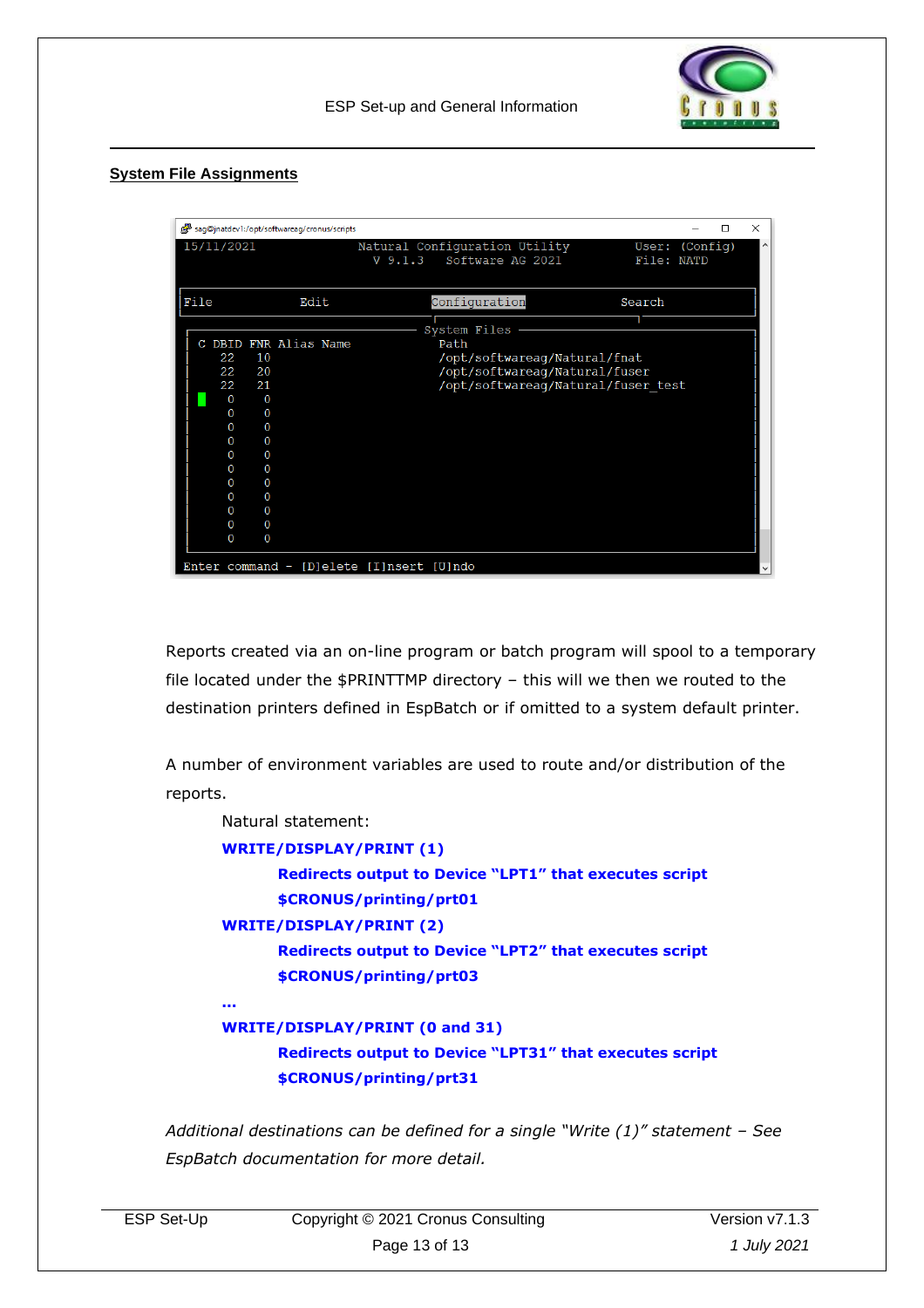## System File Assignments

```
sag@jnatdev1:/opt/softwareag/cronus/scripts
15/11/2021             Natural Configuration Utility          User: (Config)
                        V 9.1.3   Software AG 2021              File: NATD

File              Edit              Configuration             Search

                               System Files
  C DBID  FNR Alias Name            Path
     22    10                       /opt/softwareag/Natural/fnat
     22    20                       /opt/softwareag/Natural/fuser
     22    21                       /opt/softwareag/Natural/fuser_test
      0     0
      0     0
      0     0
      0     0
      0     0
      0     0
      0     0
      0     0
      0     0
      0     0
      0     0

Enter command - [D]elete [I]nsert [U]ndo
```

Reports created via an on-line program or batch program will spool to a temporary file located under the $PRINTTMP directory – this will we then we routed to the destination printers defined in EspBatch or if omitted to a system default printer.

A number of environment variables are used to route and/or distribution of the reports.

Natural statement:

**WRITE/DISPLAY/PRINT (1)**

**Redirects output to Device "LPT1" that executes script $CRONUS/printing/prt01**

**WRITE/DISPLAY/PRINT (2)**

**Redirects output to Device "LPT2" that executes script $CRONUS/printing/prt03**

**...**

**WRITE/DISPLAY/PRINT (0 and 31)**

**Redirects output to Device "LPT31" that executes script $CRONUS/printing/prt31**

*Additional destinations can be defined for a single "Write (1)" statement – See EspBatch documentation for more detail.*